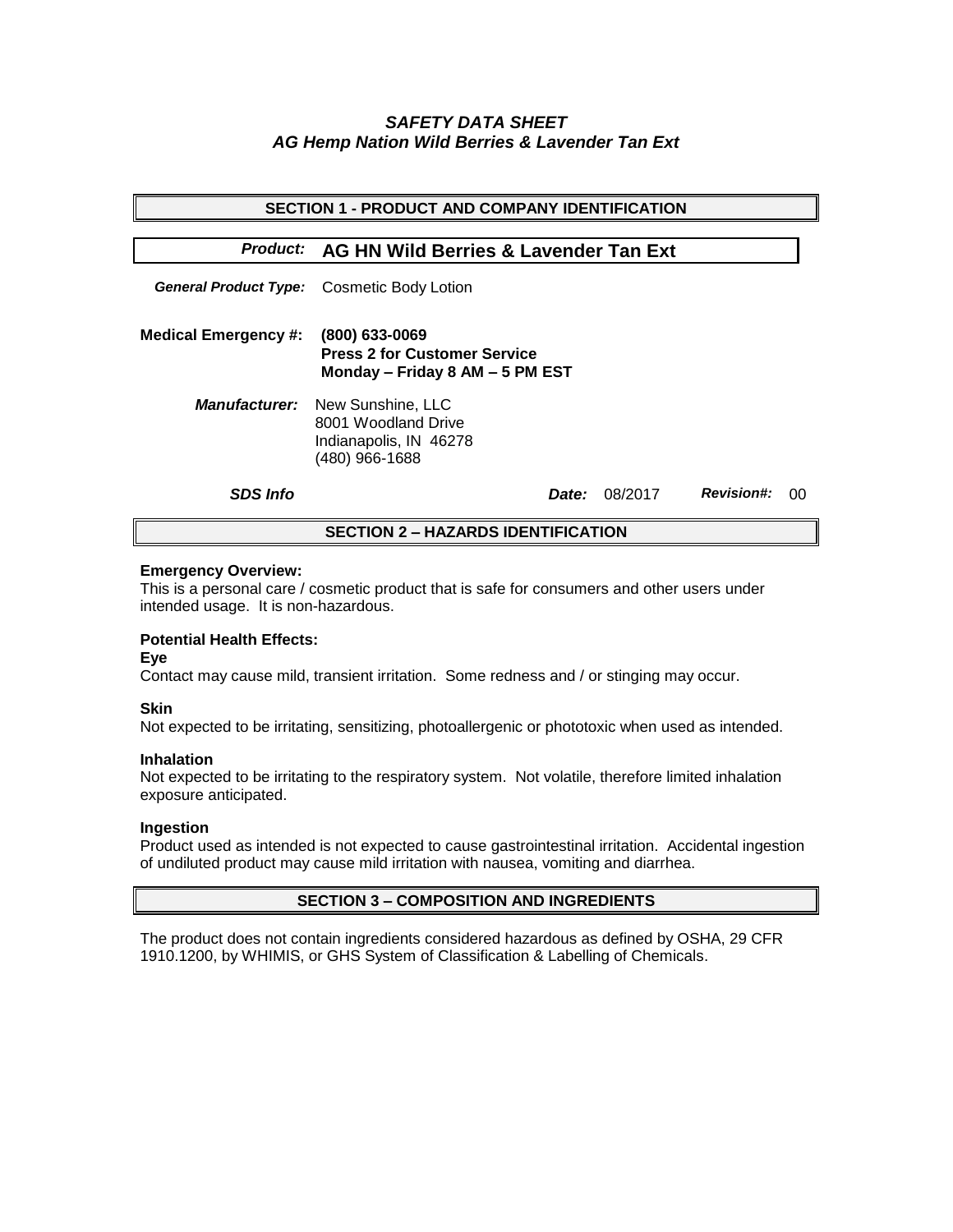# *SAFETY DATA SHEET*
# *AG Hemp Nation Wild Berries & Lavender Tan Ext*

## SECTION 1 - PRODUCT AND COMPANY IDENTIFICATION

***Product:*** **AG HN Wild Berries & Lavender Tan Ext**

***General Product Type:*** Cosmetic Body Lotion

**Medical Emergency #:** **(800) 633-0069**
**Press 2 for Customer Service**
**Monday – Friday 8 AM – 5 PM EST**

***Manufacturer:*** New Sunshine, LLC
8001 Woodland Drive
Indianapolis, IN 46278
(480) 966-1688

***SDS Info*** ***Date:*** 08/2017 ***Revision#:*** 00

## SECTION 2 – HAZARDS IDENTIFICATION

**Emergency Overview:**
This is a personal care / cosmetic product that is safe for consumers and other users under intended usage. It is non-hazardous.

**Potential Health Effects:**

**Eye**
Contact may cause mild, transient irritation. Some redness and / or stinging may occur.

**Skin**
Not expected to be irritating, sensitizing, photoallergenic or phototoxic when used as intended.

**Inhalation**
Not expected to be irritating to the respiratory system. Not volatile, therefore limited inhalation exposure anticipated.

**Ingestion**
Product used as intended is not expected to cause gastrointestinal irritation. Accidental ingestion of undiluted product may cause mild irritation with nausea, vomiting and diarrhea.

## SECTION 3 – COMPOSITION AND INGREDIENTS

The product does not contain ingredients considered hazardous as defined by OSHA, 29 CFR 1910.1200, by WHIMIS, or GHS System of Classification & Labelling of Chemicals.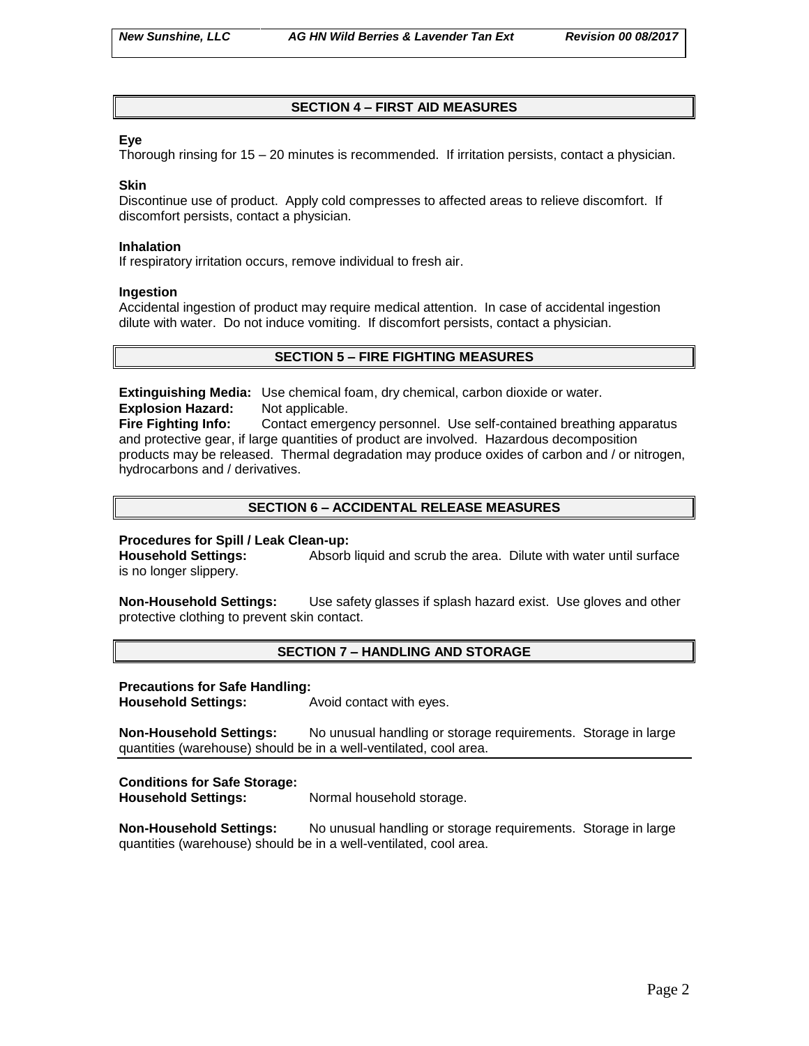## SECTION 4 – FIRST AID MEASURES

**Eye**
Thorough rinsing for 15 – 20 minutes is recommended. If irritation persists, contact a physician.

**Skin**
Discontinue use of product. Apply cold compresses to affected areas to relieve discomfort. If discomfort persists, contact a physician.

**Inhalation**
If respiratory irritation occurs, remove individual to fresh air.

**Ingestion**
Accidental ingestion of product may require medical attention. In case of accidental ingestion dilute with water. Do not induce vomiting. If discomfort persists, contact a physician.

## SECTION 5 – FIRE FIGHTING MEASURES

**Extinguishing Media:** Use chemical foam, dry chemical, carbon dioxide or water.
**Explosion Hazard:** Not applicable.
**Fire Fighting Info:** Contact emergency personnel. Use self-contained breathing apparatus and protective gear, if large quantities of product are involved. Hazardous decomposition products may be released. Thermal degradation may produce oxides of carbon and / or nitrogen, hydrocarbons and / derivatives.

## SECTION 6 – ACCIDENTAL RELEASE MEASURES

**Procedures for Spill / Leak Clean-up:**
**Household Settings:** Absorb liquid and scrub the area. Dilute with water until surface is no longer slippery.

**Non-Household Settings:** Use safety glasses if splash hazard exist. Use gloves and other protective clothing to prevent skin contact.

## SECTION 7 – HANDLING AND STORAGE

**Precautions for Safe Handling:**
**Household Settings:** Avoid contact with eyes.

**Non-Household Settings:** No unusual handling or storage requirements. Storage in large quantities (warehouse) should be in a well-ventilated, cool area.

**Conditions for Safe Storage:**
**Household Settings:** Normal household storage.

**Non-Household Settings:** No unusual handling or storage requirements. Storage in large quantities (warehouse) should be in a well-ventilated, cool area.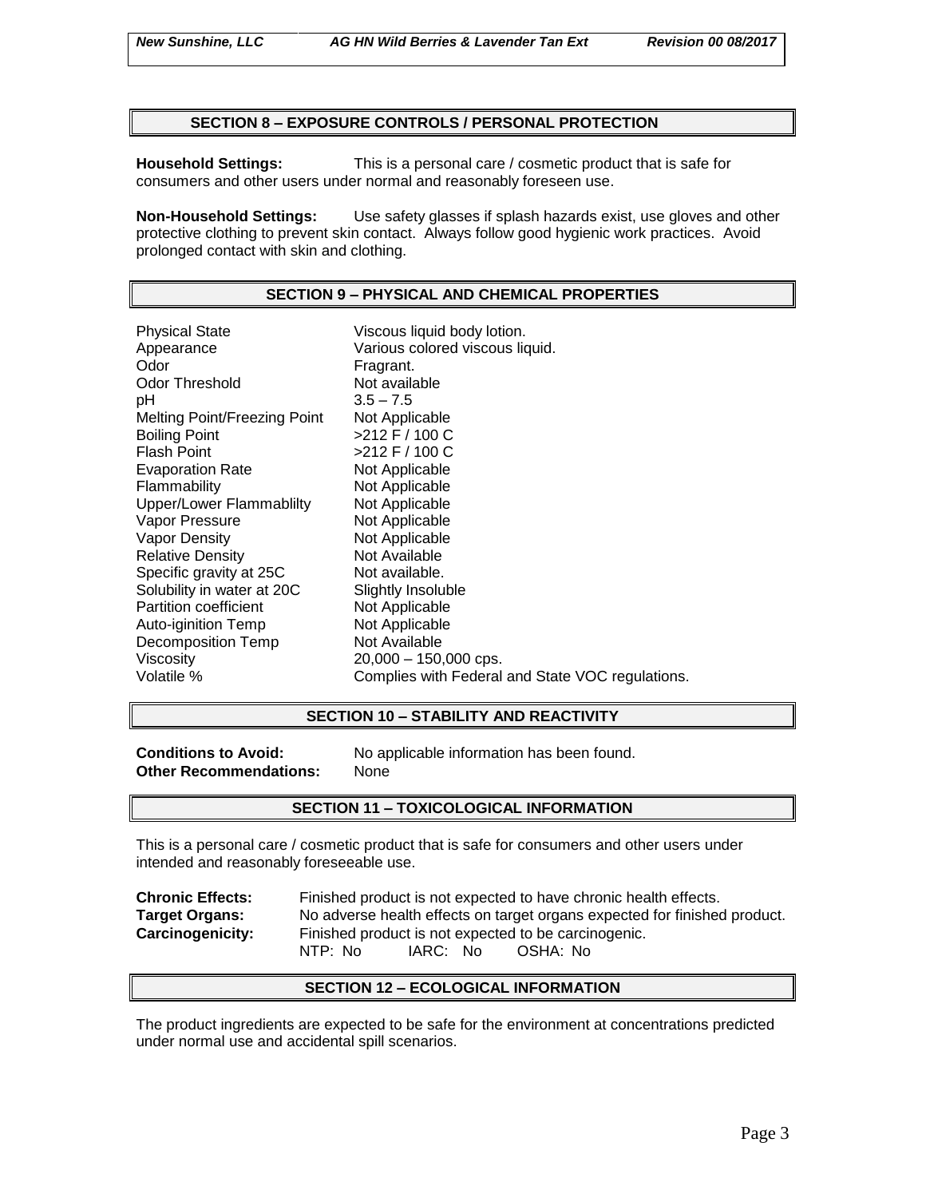## SECTION 8 – EXPOSURE CONTROLS / PERSONAL PROTECTION

**Household Settings:** This is a personal care / cosmetic product that is safe for consumers and other users under normal and reasonably foreseen use.

**Non-Household Settings:** Use safety glasses if splash hazards exist, use gloves and other protective clothing to prevent skin contact. Always follow good hygienic work practices. Avoid prolonged contact with skin and clothing.

## SECTION 9 – PHYSICAL AND CHEMICAL PROPERTIES

| | |
|---|---|
| Physical State | Viscous liquid body lotion. |
| Appearance | Various colored viscous liquid. |
| Odor | Fragrant. |
| Odor Threshold | Not available |
| pH | 3.5 – 7.5 |
| Melting Point/Freezing Point | Not Applicable |
| Boiling Point | >212 F / 100 C |
| Flash Point | >212 F / 100 C |
| Evaporation Rate | Not Applicable |
| Flammability | Not Applicable |
| Upper/Lower Flammablilty | Not Applicable |
| Vapor Pressure | Not Applicable |
| Vapor Density | Not Applicable |
| Relative Density | Not Available |
| Specific gravity at 25C | Not available. |
| Solubility in water at 20C | Slightly Insoluble |
| Partition coefficient | Not Applicable |
| Auto-iginition Temp | Not Applicable |
| Decomposition Temp | Not Available |
| Viscosity | 20,000 – 150,000 cps. |
| Volatile % | Complies with Federal and State VOC regulations. |

## SECTION 10 – STABILITY AND REACTIVITY

**Conditions to Avoid:** No applicable information has been found.
**Other Recommendations:** None

## SECTION 11 – TOXICOLOGICAL INFORMATION

This is a personal care / cosmetic product that is safe for consumers and other users under intended and reasonably foreseeable use.

**Chronic Effects:** Finished product is not expected to have chronic health effects.
**Target Organs:** No adverse health effects on target organs expected for finished product.
**Carcinogenicity:** Finished product is not expected to be carcinogenic.
NTP: No IARC: No OSHA: No

## SECTION 12 – ECOLOGICAL INFORMATION

The product ingredients are expected to be safe for the environment at concentrations predicted under normal use and accidental spill scenarios.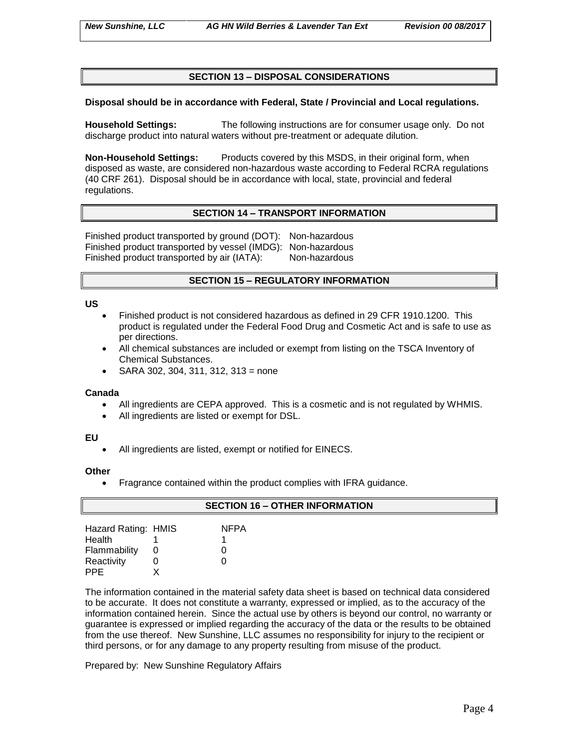## SECTION 13 – DISPOSAL CONSIDERATIONS

**Disposal should be in accordance with Federal, State / Provincial and Local regulations.**

**Household Settings:** The following instructions are for consumer usage only. Do not discharge product into natural waters without pre-treatment or adequate dilution.

**Non-Household Settings:** Products covered by this MSDS, in their original form, when disposed as waste, are considered non-hazardous waste according to Federal RCRA regulations (40 CRF 261). Disposal should be in accordance with local, state, provincial and federal regulations.

## SECTION 14 – TRANSPORT INFORMATION

| | |
|---|---|
| Finished product transported by ground (DOT): | Non-hazardous |
| Finished product transported by vessel (IMDG): | Non-hazardous |
| Finished product transported by air (IATA): | Non-hazardous |

## SECTION 15 – REGULATORY INFORMATION

**US**

- Finished product is not considered hazardous as defined in 29 CFR 1910.1200. This product is regulated under the Federal Food Drug and Cosmetic Act and is safe to use as per directions.
- All chemical substances are included or exempt from listing on the TSCA Inventory of Chemical Substances.
- SARA 302, 304, 311, 312, 313 = none

**Canada**

- All ingredients are CEPA approved. This is a cosmetic and is not regulated by WHMIS.
- All ingredients are listed or exempt for DSL.

**EU**

- All ingredients are listed, exempt or notified for EINECS.

**Other**

- Fragrance contained within the product complies with IFRA guidance.

## SECTION 16 – OTHER INFORMATION

| Hazard Rating: | HMIS | NFPA |
|---|---|---|
| Health | 1 | 1 |
| Flammability | 0 | 0 |
| Reactivity | 0 | 0 |
| PPE | X | |

The information contained in the material safety data sheet is based on technical data considered to be accurate. It does not constitute a warranty, expressed or implied, as to the accuracy of the information contained herein. Since the actual use by others is beyond our control, no warranty or guarantee is expressed or implied regarding the accuracy of the data or the results to be obtained from the use thereof. New Sunshine, LLC assumes no responsibility for injury to the recipient or third persons, or for any damage to any property resulting from misuse of the product.

Prepared by: New Sunshine Regulatory Affairs